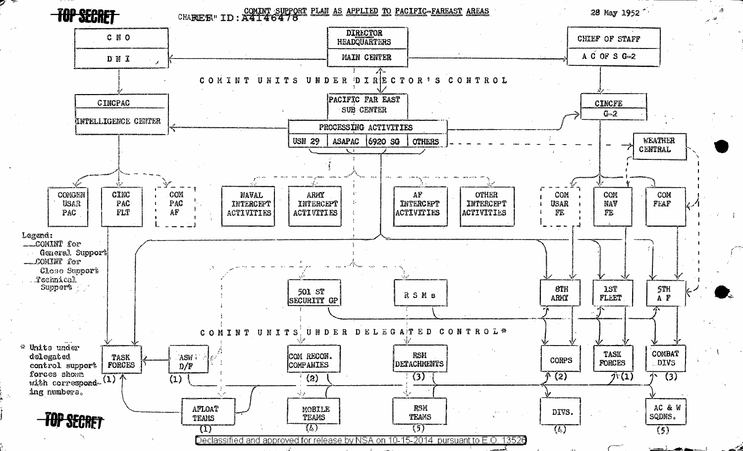TOP SECRET

CHART "ID: A4146478"

# COMINT SUPPORT PLAN AS APPLIED TO PACIFIC-FAREAST AREAS

28 May 1952

**CNO** / DNI

**DIRECTOR HEADQUARTERS** / MAIN CENTER

**CHIEF OF STAFF** / A C OF S G-2

## COMINT UNITS UNDER DIRECTOR'S CONTROL

CINCPAC / INTELLIGENCE CENTER

PACIFIC FAR EAST SUB CENTER

PROCESSING ACTIVITIES: USN 29 | ASAPAC | 6920 SG | OTHERS

CINCFE / G-2

WEATHER CENTRAL

COMGEN USAR PAC

CINC PAC FLT

COM PAC AF

NAVAL INTERCEPT ACTIVITIES

ARMY INTERCEPT ACTIVITIES

AF INTERCEPT ACTIVITIES

OTHER INTERCEPT ACTIVITIES

COM USAR FE

COM NAV FE

COM FEAF

Legend:
- COMINT for General Support
- COMINT for Close Support
- Technical Support

501 ST SECURITY GP

R S M s

8TH ARMY

1ST FLEET

5TH A F

## COMINT UNITS UNDER DELEGATED CONTROL*

\* Units under delegated control support forces shown with corresponding numbers.

TASK FORCES (1)

ASW D/F (1)

COM RECON. COMPANIES (2)

RSM DETACHMENTS (3)

CORPS (2)

TASK FORCES (1)

COMBAT DIVS (3)

AFLOAT TEAMS (1)

MOBILE TEAMS (4)

RSM TEAMS (5)

DIVS. (4)

AC & W SQDNS. (5)

TOP SECRET

Declassified and approved for release by NSA on 10-15-2014 pursuant to E.O. 13526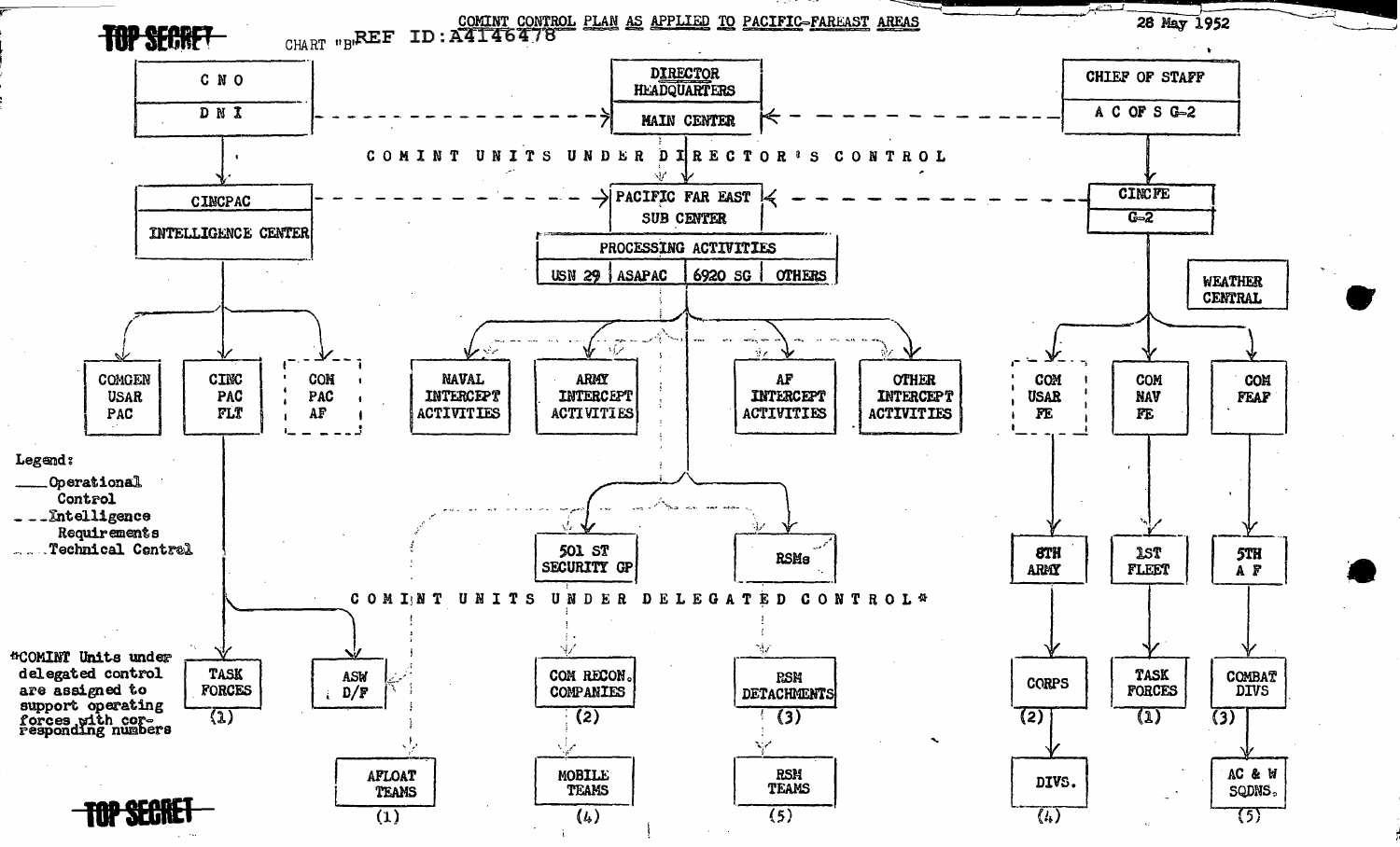TOP SECRET

CHART "B" REF ID:A4146478

COMINT CONTROL PLAN AS APPLIED TO PACIFIC-FAREAST AREAS

28 May 1952

CNO

DNI

DIRECTOR HEADQUARTERS

MAIN CENTER

CHIEF OF STAFF

A C OF S G-2

COMINT UNITS UNDER DIRECTOR'S CONTROL

CINCPAC

INTELLIGENCE CENTER

PACIFIC FAR EAST SUB CENTER

CINCFE

G-2

PROCESSING ACTIVITIES

USN 29 | ASAPAC | 6920 SG | OTHERS

WEATHER CENTRAL

COMGEN USAR PAC

CINC PAC FLT

COM PAC AF

NAVAL INTERCEPT ACTIVITIES

ARMY INTERCEPT ACTIVITIES

AF INTERCEPT ACTIVITIES

OTHER INTERCEPT ACTIVITIES

COM USAR FE

COM NAV FE

COM FEAF

Legend:

- ——— Operational Control
- - - - Intelligence Requirements
- . . . . Technical Control

501 ST SECURITY GP

RSMs

8TH ARMY

1ST FLEET

5TH A F

COMINT UNITS UNDER DELEGATED CONTROL*

*COMINT Units under delegated control are assigned to support operating forces with corresponding numbers

TASK FORCES (1)

ASW D/F

COM RECON. COMPANIES (2)

RSM DETACHMENTS (3)

CORPS (2)

TASK FORCES (1)

COMBAT DIVS (3)

AFLOAT TEAMS (1)

MOBILE TEAMS (4)

RSM TEAMS (5)

DIVS. (4)

AC & W SQDNS. (5)

TOP SECRET